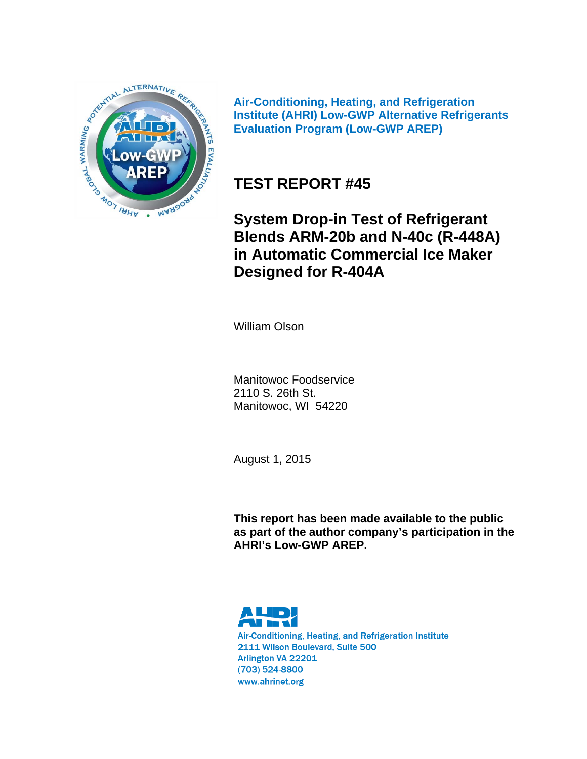**Air-Conditioning, Heating, and Refrigeration Institute (AHRI) Low-GWP Alternative Refrigerants Evaluation Program (Low-GWP AREP)**

# TEST REPORT #45

## System Drop-in Test of Refrigerant Blends ARM-20b and N-40c (R-448A) in Automatic Commercial Ice Maker Designed for R-404A

William Olson

Manitowoc Foodservice
2110 S. 26th St.
Manitowoc, WI 54220

August 1, 2015

**This report has been made available to the public as part of the author company's participation in the AHRI's Low-GWP AREP.**

Air-Conditioning, Heating, and Refrigeration Institute
2111 Wilson Boulevard, Suite 500
Arlington VA 22201
(703) 524-8800
www.ahrinet.org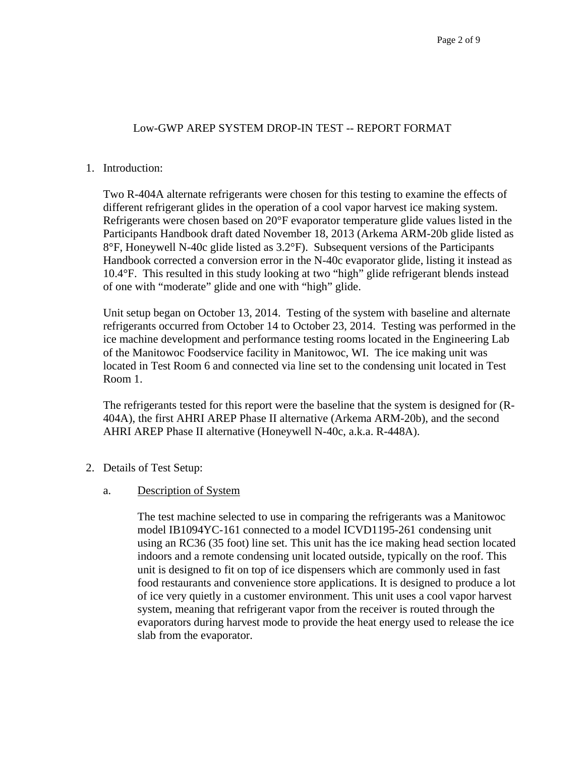## Low-GWP AREP SYSTEM DROP-IN TEST -- REPORT FORMAT

1. Introduction:

   Two R-404A alternate refrigerants were chosen for this testing to examine the effects of different refrigerant glides in the operation of a cool vapor harvest ice making system. Refrigerants were chosen based on 20°F evaporator temperature glide values listed in the Participants Handbook draft dated November 18, 2013 (Arkema ARM-20b glide listed as 8°F, Honeywell N-40c glide listed as 3.2°F). Subsequent versions of the Participants Handbook corrected a conversion error in the N-40c evaporator glide, listing it instead as 10.4°F. This resulted in this study looking at two "high" glide refrigerant blends instead of one with "moderate" glide and one with "high" glide.

   Unit setup began on October 13, 2014. Testing of the system with baseline and alternate refrigerants occurred from October 14 to October 23, 2014. Testing was performed in the ice machine development and performance testing rooms located in the Engineering Lab of the Manitowoc Foodservice facility in Manitowoc, WI. The ice making unit was located in Test Room 6 and connected via line set to the condensing unit located in Test Room 1.

   The refrigerants tested for this report were the baseline that the system is designed for (R-404A), the first AHRI AREP Phase II alternative (Arkema ARM-20b), and the second AHRI AREP Phase II alternative (Honeywell N-40c, a.k.a. R-448A).

2. Details of Test Setup:

   a. Description of System

      The test machine selected to use in comparing the refrigerants was a Manitowoc model IB1094YC-161 connected to a model ICVD1195-261 condensing unit using an RC36 (35 foot) line set. This unit has the ice making head section located indoors and a remote condensing unit located outside, typically on the roof. This unit is designed to fit on top of ice dispensers which are commonly used in fast food restaurants and convenience store applications. It is designed to produce a lot of ice very quietly in a customer environment. This unit uses a cool vapor harvest system, meaning that refrigerant vapor from the receiver is routed through the evaporators during harvest mode to provide the heat energy used to release the ice slab from the evaporator.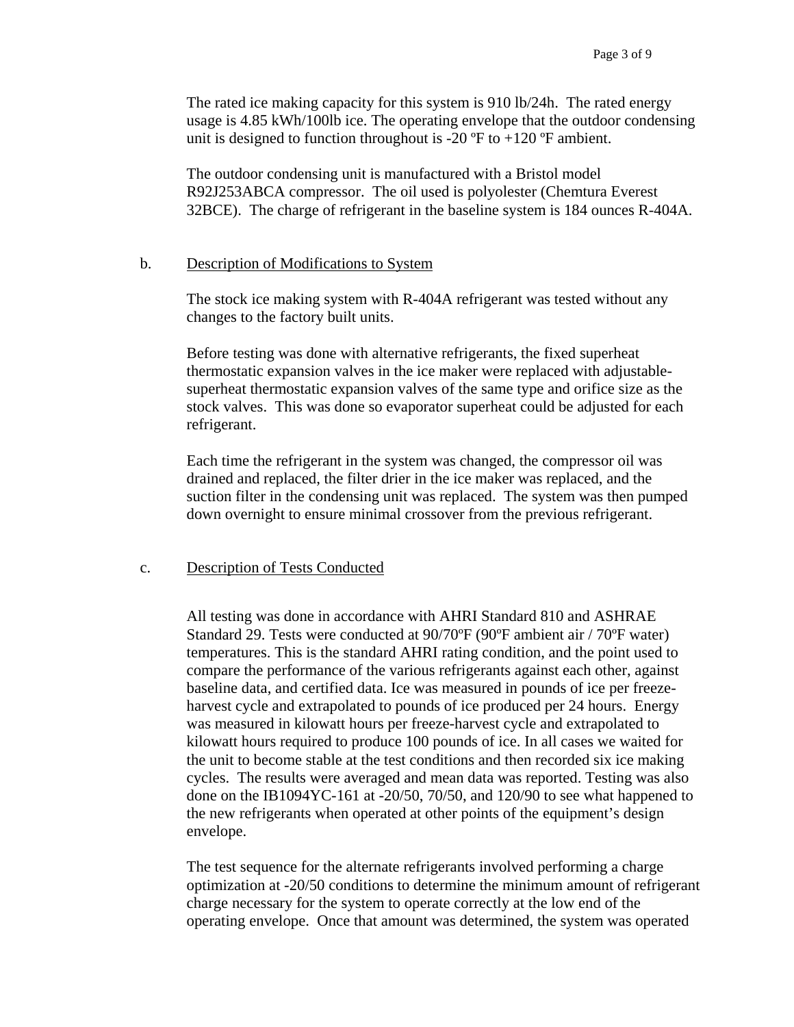The rated ice making capacity for this system is 910 lb/24h. The rated energy usage is 4.85 kWh/100lb ice. The operating envelope that the outdoor condensing unit is designed to function throughout is -20 ºF to +120 ºF ambient.

The outdoor condensing unit is manufactured with a Bristol model R92J253ABCA compressor. The oil used is polyolester (Chemtura Everest 32BCE). The charge of refrigerant in the baseline system is 184 ounces R-404A.

b. Description of Modifications to System

The stock ice making system with R-404A refrigerant was tested without any changes to the factory built units.

Before testing was done with alternative refrigerants, the fixed superheat thermostatic expansion valves in the ice maker were replaced with adjustable-superheat thermostatic expansion valves of the same type and orifice size as the stock valves. This was done so evaporator superheat could be adjusted for each refrigerant.

Each time the refrigerant in the system was changed, the compressor oil was drained and replaced, the filter drier in the ice maker was replaced, and the suction filter in the condensing unit was replaced. The system was then pumped down overnight to ensure minimal crossover from the previous refrigerant.

c. Description of Tests Conducted

All testing was done in accordance with AHRI Standard 810 and ASHRAE Standard 29. Tests were conducted at 90/70ºF (90ºF ambient air / 70ºF water) temperatures. This is the standard AHRI rating condition, and the point used to compare the performance of the various refrigerants against each other, against baseline data, and certified data. Ice was measured in pounds of ice per freeze-harvest cycle and extrapolated to pounds of ice produced per 24 hours. Energy was measured in kilowatt hours per freeze-harvest cycle and extrapolated to kilowatt hours required to produce 100 pounds of ice. In all cases we waited for the unit to become stable at the test conditions and then recorded six ice making cycles. The results were averaged and mean data was reported. Testing was also done on the IB1094YC-161 at -20/50, 70/50, and 120/90 to see what happened to the new refrigerants when operated at other points of the equipment's design envelope.

The test sequence for the alternate refrigerants involved performing a charge optimization at -20/50 conditions to determine the minimum amount of refrigerant charge necessary for the system to operate correctly at the low end of the operating envelope. Once that amount was determined, the system was operated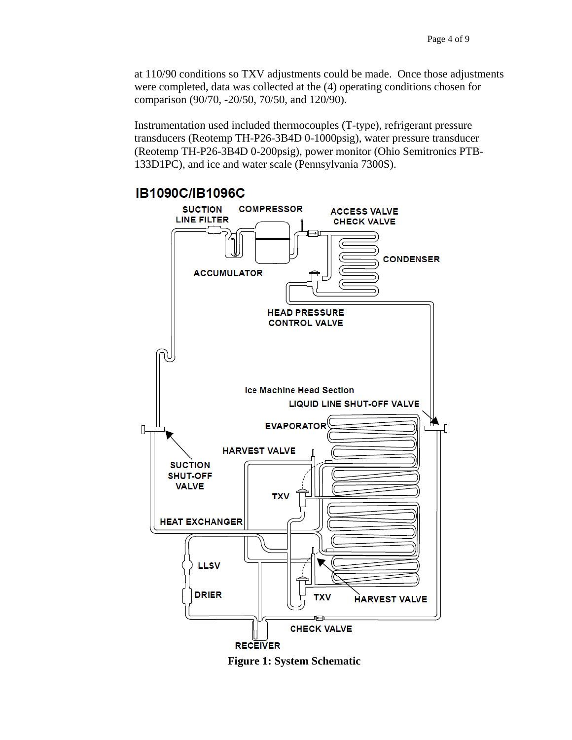at 110/90 conditions so TXV adjustments could be made. Once those adjustments were completed, data was collected at the (4) operating conditions chosen for comparison (90/70, -20/50, 70/50, and 120/90).

Instrumentation used included thermocouples (T-type), refrigerant pressure transducers (Reotemp TH-P26-3B4D 0-1000psig), water pressure transducer (Reotemp TH-P26-3B4D 0-200psig), power monitor (Ohio Semitronics PTB-133D1PC), and ice and water scale (Pennsylvania 7300S).

**IB1090C/IB1096C**

SUCTION LINE FILTER, COMPRESSOR, ACCESS VALVE, CHECK VALVE, CONDENSER, ACCUMULATOR, HEAD PRESSURE CONTROL VALVE, Ice Machine Head Section, LIQUID LINE SHUT-OFF VALVE, EVAPORATOR, HARVEST VALVE, SUCTION SHUT-OFF VALVE, TXV, HEAT EXCHANGER, LLSV, DRIER, TXV, HARVEST VALVE, CHECK VALVE, RECEIVER

**Figure 1: System Schematic**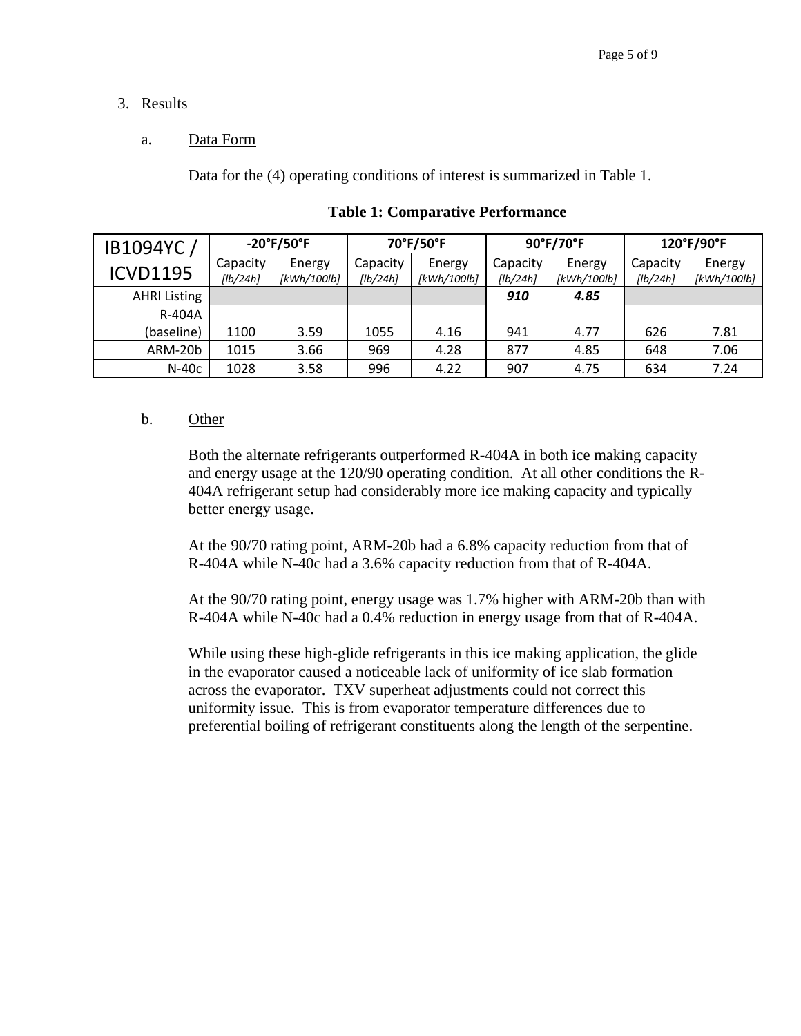3. Results

   a. Data Form

      Data for the (4) operating conditions of interest is summarized in Table 1.

**Table 1: Comparative Performance**

| IB1094YC / ICVD1195 | -20°F/50°F | | 70°F/50°F | | 90°F/70°F | | 120°F/90°F | |
|---|---|---|---|---|---|---|---|---|
| | Capacity *[lb/24h]* | Energy *[kWh/100lb]* | Capacity *[lb/24h]* | Energy *[kWh/100lb]* | Capacity *[lb/24h]* | Energy *[kWh/100lb]* | Capacity *[lb/24h]* | Energy *[kWh/100lb]* |
| AHRI Listing | | | | | ***910*** | ***4.85*** | | |
| R-404A (baseline) | 1100 | 3.59 | 1055 | 4.16 | 941 | 4.77 | 626 | 7.81 |
| ARM-20b | 1015 | 3.66 | 969 | 4.28 | 877 | 4.85 | 648 | 7.06 |
| N-40c | 1028 | 3.58 | 996 | 4.22 | 907 | 4.75 | 634 | 7.24 |

   b. Other

      Both the alternate refrigerants outperformed R-404A in both ice making capacity and energy usage at the 120/90 operating condition. At all other conditions the R-404A refrigerant setup had considerably more ice making capacity and typically better energy usage.

      At the 90/70 rating point, ARM-20b had a 6.8% capacity reduction from that of R-404A while N-40c had a 3.6% capacity reduction from that of R-404A.

      At the 90/70 rating point, energy usage was 1.7% higher with ARM-20b than with R-404A while N-40c had a 0.4% reduction in energy usage from that of R-404A.

      While using these high-glide refrigerants in this ice making application, the glide in the evaporator caused a noticeable lack of uniformity of ice slab formation across the evaporator. TXV superheat adjustments could not correct this uniformity issue. This is from evaporator temperature differences due to preferential boiling of refrigerant constituents along the length of the serpentine.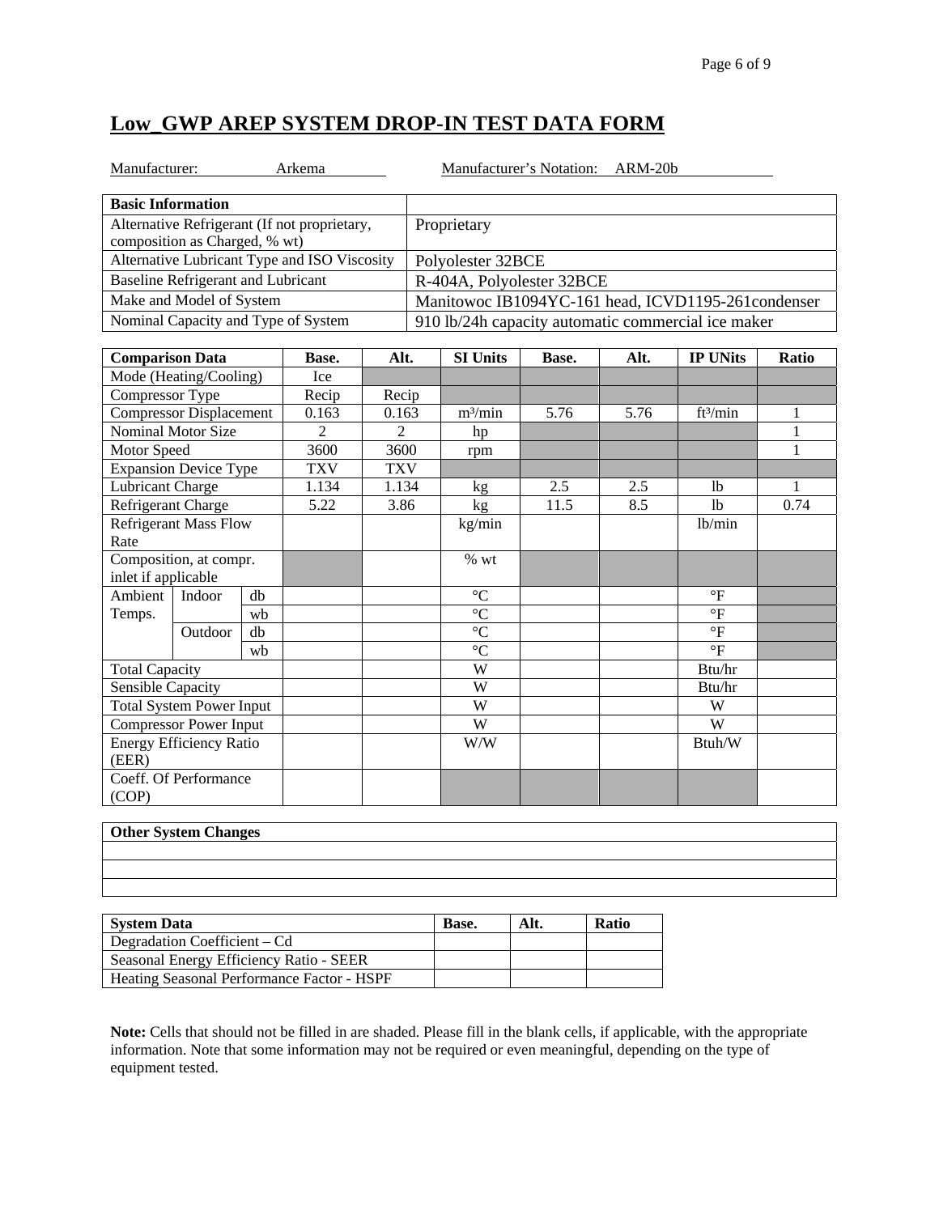# Low_GWP AREP SYSTEM DROP-IN TEST DATA FORM

Manufacturer: Arkema Manufacturer's Notation: ARM-20b

| Basic Information | |
|---|---|
| Alternative Refrigerant (If not proprietary, composition as Charged, % wt) | Proprietary |
| Alternative Lubricant Type and ISO Viscosity | Polyolester 32BCE |
| Baseline Refrigerant and Lubricant | R-404A, Polyolester 32BCE |
| Make and Model of System | Manitowoc IB1094YC-161 head, ICVD1195-261condenser |
| Nominal Capacity and Type of System | 910 lb/24h capacity automatic commercial ice maker |

| Comparison Data | | | Base. | Alt. | SI Units | Base. | Alt. | IP UNits | Ratio |
|---|---|---|---|---|---|---|---|---|---|
| Mode (Heating/Cooling) | | | Ice | | | | | | |
| Compressor Type | | | Recip | Recip | | | | | |
| Compressor Displacement | | | 0.163 | 0.163 | m³/min | 5.76 | 5.76 | ft³/min | 1 |
| Nominal Motor Size | | | 2 | 2 | hp | | | | 1 |
| Motor Speed | | | 3600 | 3600 | rpm | | | | 1 |
| Expansion Device Type | | | TXV | TXV | | | | | |
| Lubricant Charge | | | 1.134 | 1.134 | kg | 2.5 | 2.5 | lb | 1 |
| Refrigerant Charge | | | 5.22 | 3.86 | kg | 11.5 | 8.5 | lb | 0.74 |
| Refrigerant Mass Flow Rate | | | | | kg/min | | | lb/min | |
| Composition, at compr. inlet if applicable | | | | | % wt | | | | |
| Ambient Temps. | Indoor | db | | | °C | | | °F | |
| | | wb | | | °C | | | °F | |
| | Outdoor | db | | | °C | | | °F | |
| | | wb | | | °C | | | °F | |
| Total Capacity | | | | | W | | | Btu/hr | |
| Sensible Capacity | | | | | W | | | Btu/hr | |
| Total System Power Input | | | | | W | | | W | |
| Compressor Power Input | | | | | W | | | W | |
| Energy Efficiency Ratio (EER) | | | | | W/W | | | Btuh/W | |
| Coeff. Of Performance (COP) | | | | | | | | | |

| Other System Changes |
|---|
| |
| |
| |

| System Data | Base. | Alt. | Ratio |
|---|---|---|---|
| Degradation Coefficient – Cd | | | |
| Seasonal Energy Efficiency Ratio - SEER | | | |
| Heating Seasonal Performance Factor - HSPF | | | |

**Note:** Cells that should not be filled in are shaded. Please fill in the blank cells, if applicable, with the appropriate information. Note that some information may not be required or even meaningful, depending on the type of equipment tested.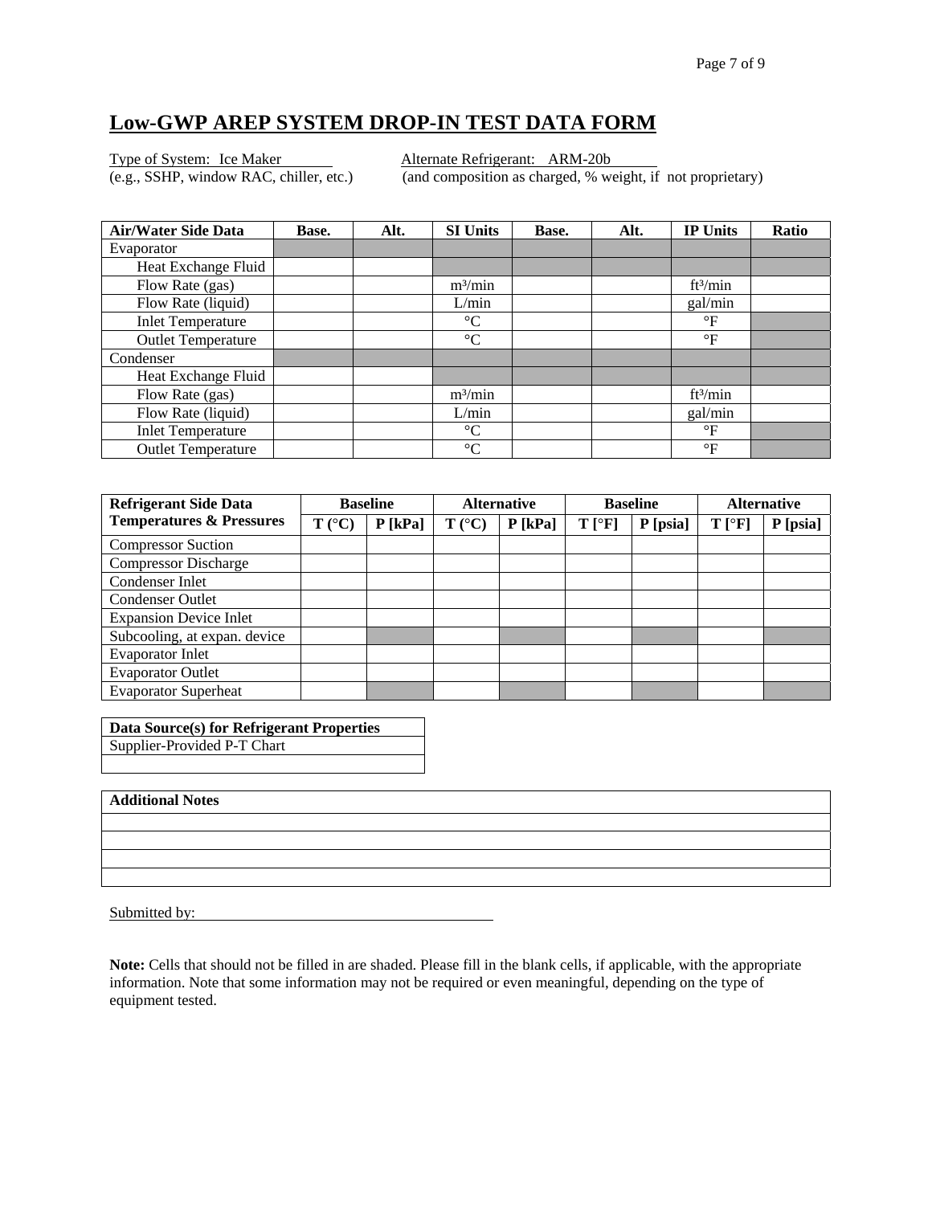# Low-GWP AREP SYSTEM DROP-IN TEST DATA FORM

Type of System: Ice Maker (e.g., SSHP, window RAC, chiller, etc.)

Alternate Refrigerant: ARM-20b (and composition as charged, % weight, if not proprietary)

| Air/Water Side Data | Base. | Alt. | SI Units | Base. | Alt. | IP Units | Ratio |
|---|---|---|---|---|---|---|---|
| Evaporator | | | | | | | |
| Heat Exchange Fluid | | | | | | | |
| Flow Rate (gas) | | | m³/min | | | ft³/min | |
| Flow Rate (liquid) | | | L/min | | | gal/min | |
| Inlet Temperature | | | °C | | | °F | |
| Outlet Temperature | | | °C | | | °F | |
| Condenser | | | | | | | |
| Heat Exchange Fluid | | | | | | | |
| Flow Rate (gas) | | | m³/min | | | ft³/min | |
| Flow Rate (liquid) | | | L/min | | | gal/min | |
| Inlet Temperature | | | °C | | | °F | |
| Outlet Temperature | | | °C | | | °F | |

| Refrigerant Side Data | Baseline | | Alternative | | Baseline | | Alternative | |
|---|---|---|---|---|---|---|---|---|
| Temperatures & Pressures | T (°C) | P [kPa] | T (°C) | P [kPa] | T [°F] | P [psia] | T [°F] | P [psia] |
| Compressor Suction | | | | | | | | |
| Compressor Discharge | | | | | | | | |
| Condenser Inlet | | | | | | | | |
| Condenser Outlet | | | | | | | | |
| Expansion Device Inlet | | | | | | | | |
| Subcooling, at expan. device | | | | | | | | |
| Evaporator Inlet | | | | | | | | |
| Evaporator Outlet | | | | | | | | |
| Evaporator Superheat | | | | | | | | |

| Data Source(s) for Refrigerant Properties |
|---|
| Supplier-Provided P-T Chart |
| |

| Additional Notes |
|---|
| |
| |
| |
| |

Submitted by:

**Note:** Cells that should not be filled in are shaded. Please fill in the blank cells, if applicable, with the appropriate information. Note that some information may not be required or even meaningful, depending on the type of equipment tested.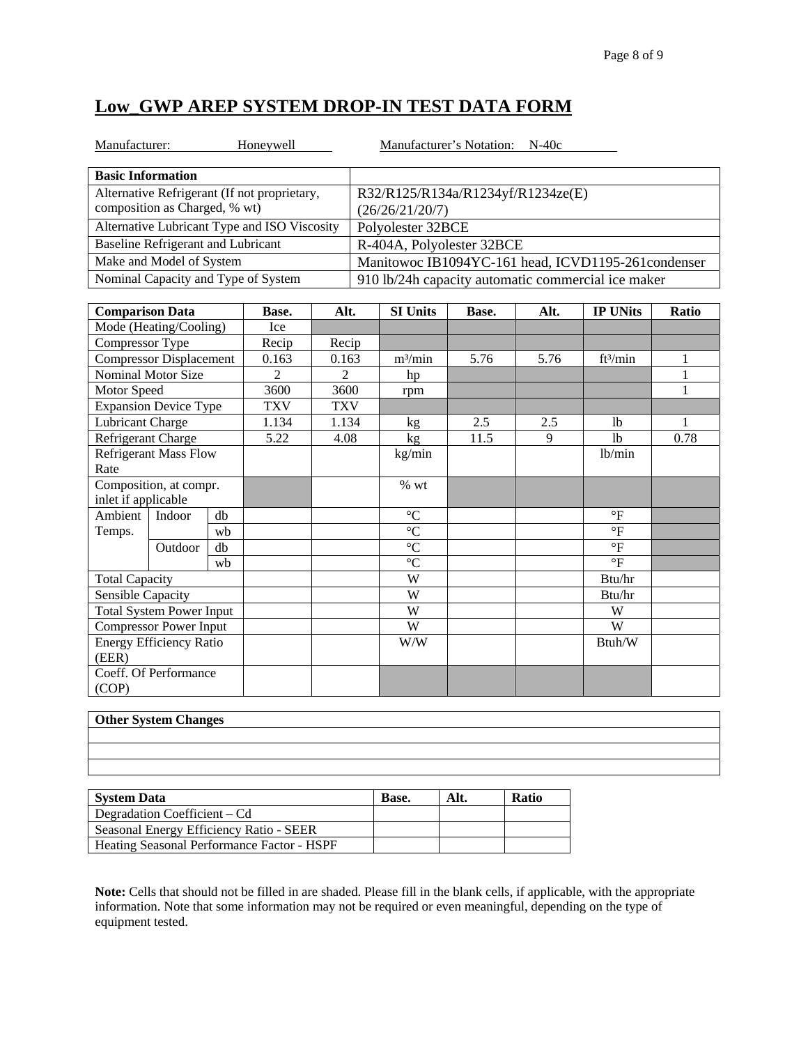## Low_GWP AREP SYSTEM DROP-IN TEST DATA FORM

Manufacturer: Honeywell Manufacturer's Notation: N-40c

| Basic Information | |
|---|---|
| Alternative Refrigerant (If not proprietary, composition as Charged, % wt) | R32/R125/R134a/R1234yf/R1234ze(E) (26/26/21/20/7) |
| Alternative Lubricant Type and ISO Viscosity | Polyolester 32BCE |
| Baseline Refrigerant and Lubricant | R-404A, Polyolester 32BCE |
| Make and Model of System | Manitowoc IB1094YC-161 head, ICVD1195-261condenser |
| Nominal Capacity and Type of System | 910 lb/24h capacity automatic commercial ice maker |

| Comparison Data | | | Base. | Alt. | SI Units | Base. | Alt. | IP UNits | Ratio |
|---|---|---|---|---|---|---|---|---|---|
| Mode (Heating/Cooling) | | | Ice | | | | | | |
| Compressor Type | | | Recip | Recip | | | | | |
| Compressor Displacement | | | 0.163 | 0.163 | m³/min | 5.76 | 5.76 | ft³/min | 1 |
| Nominal Motor Size | | | 2 | 2 | hp | | | | 1 |
| Motor Speed | | | 3600 | 3600 | rpm | | | | 1 |
| Expansion Device Type | | | TXV | TXV | | | | | |
| Lubricant Charge | | | 1.134 | 1.134 | kg | 2.5 | 2.5 | lb | 1 |
| Refrigerant Charge | | | 5.22 | 4.08 | kg | 11.5 | 9 | lb | 0.78 |
| Refrigerant Mass Flow Rate | | | | | kg/min | | | lb/min | |
| Composition, at compr. inlet if applicable | | | | | % wt | | | | |
| Ambient Temps. | Indoor | db | | | °C | | | °F | |
| | | wb | | | °C | | | °F | |
| | Outdoor | db | | | °C | | | °F | |
| | | wb | | | °C | | | °F | |
| Total Capacity | | | | | W | | | Btu/hr | |
| Sensible Capacity | | | | | W | | | Btu/hr | |
| Total System Power Input | | | | | W | | | W | |
| Compressor Power Input | | | | | W | | | W | |
| Energy Efficiency Ratio (EER) | | | | | W/W | | | Btuh/W | |
| Coeff. Of Performance (COP) | | | | | | | | | |

| Other System Changes |
|---|
| |
| |
| |

| System Data | Base. | Alt. | Ratio |
|---|---|---|---|
| Degradation Coefficient – Cd | | | |
| Seasonal Energy Efficiency Ratio - SEER | | | |
| Heating Seasonal Performance Factor - HSPF | | | |

**Note:** Cells that should not be filled in are shaded. Please fill in the blank cells, if applicable, with the appropriate information. Note that some information may not be required or even meaningful, depending on the type of equipment tested.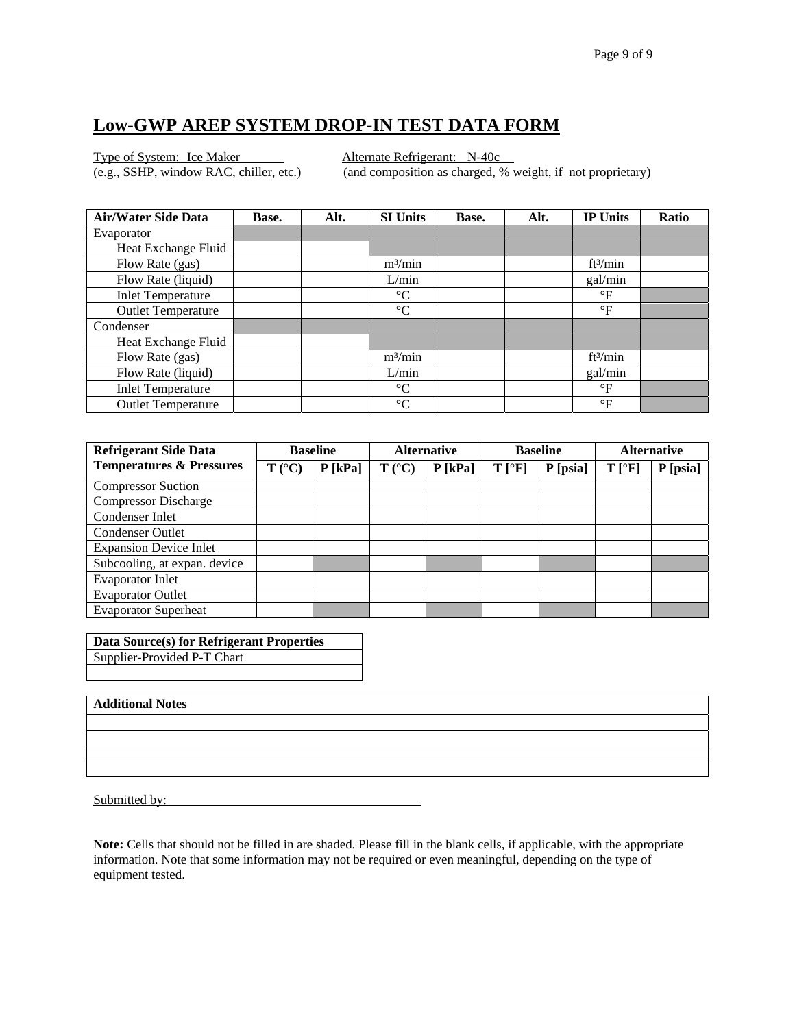## Low-GWP AREP SYSTEM DROP-IN TEST DATA FORM

Type of System: Ice Maker (e.g., SSHP, window RAC, chiller, etc.)

Alternate Refrigerant: N-40c (and composition as charged, % weight, if not proprietary)

| Air/Water Side Data | Base. | Alt. | SI Units | Base. | Alt. | IP Units | Ratio |
|---|---|---|---|---|---|---|---|
| Evaporator | | | | | | | |
| Heat Exchange Fluid | | | | | | | |
| Flow Rate (gas) | | | $m^3$/min | | | $ft^3$/min | |
| Flow Rate (liquid) | | | L/min | | | gal/min | |
| Inlet Temperature | | | °C | | | °F | |
| Outlet Temperature | | | °C | | | °F | |
| Condenser | | | | | | | |
| Heat Exchange Fluid | | | | | | | |
| Flow Rate (gas) | | | $m^3$/min | | | $ft^3$/min | |
| Flow Rate (liquid) | | | L/min | | | gal/min | |
| Inlet Temperature | | | °C | | | °F | |
| Outlet Temperature | | | °C | | | °F | |

| Refrigerant Side Data | Baseline | | Alternative | | Baseline | | Alternative | |
|---|---|---|---|---|---|---|---|---|
| Temperatures & Pressures | T (°C) | P [kPa] | T (°C) | P [kPa] | T [°F] | P [psia] | T [°F] | P [psia] |
| Compressor Suction | | | | | | | | |
| Compressor Discharge | | | | | | | | |
| Condenser Inlet | | | | | | | | |
| Condenser Outlet | | | | | | | | |
| Expansion Device Inlet | | | | | | | | |
| Subcooling, at expan. device | | | | | | | | |
| Evaporator Inlet | | | | | | | | |
| Evaporator Outlet | | | | | | | | |
| Evaporator Superheat | | | | | | | | |

| Data Source(s) for Refrigerant Properties |
|---|
| Supplier-Provided P-T Chart |
| |

| Additional Notes |
|---|
| |
| |
| |
| |

Submitted by: 

**Note:** Cells that should not be filled in are shaded. Please fill in the blank cells, if applicable, with the appropriate information. Note that some information may not be required or even meaningful, depending on the type of equipment tested.